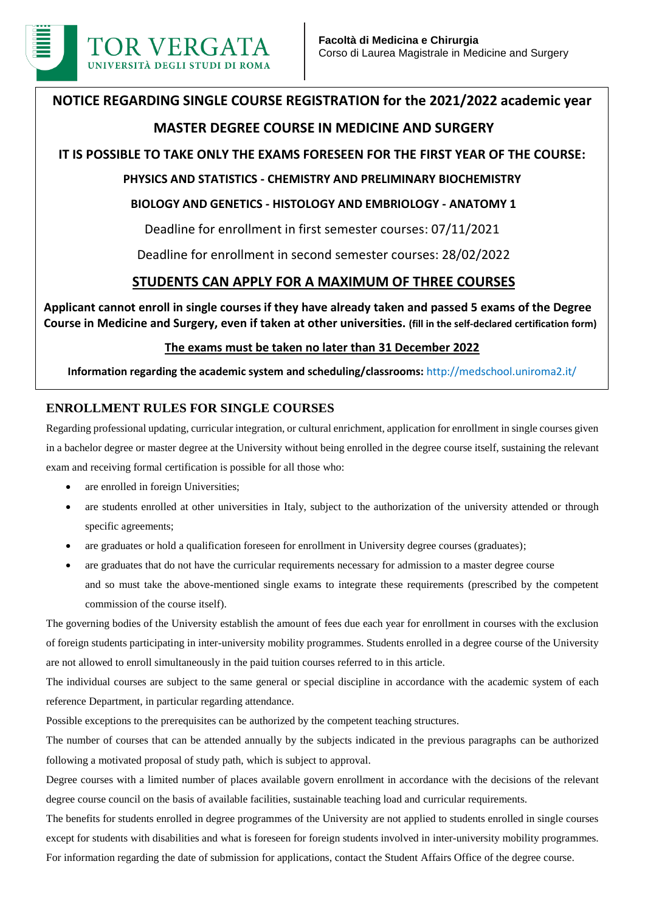TOR VERGATA
UNIVERSITÀ DEGLI STUDI DI ROMA

**Facoltà di Medicina e Chirurgia**
Corso di Laurea Magistrale in Medicine and Surgery

# NOTICE REGARDING SINGLE COURSE REGISTRATION for the 2021/2022 academic year

## MASTER DEGREE COURSE IN MEDICINE AND SURGERY

**IT IS POSSIBLE TO TAKE ONLY THE EXAMS FORESEEN FOR THE FIRST YEAR OF THE COURSE:**

**PHYSICS AND STATISTICS - CHEMISTRY AND PRELIMINARY BIOCHEMISTRY**

**BIOLOGY AND GENETICS - HISTOLOGY AND EMBRIOLOGY - ANATOMY 1**

Deadline for enrollment in first semester courses: 07/11/2021

Deadline for enrollment in second semester courses: 28/02/2022

**STUDENTS CAN APPLY FOR A MAXIMUM OF THREE COURSES**

**Applicant cannot enroll in single courses if they have already taken and passed 5 exams of the Degree Course in Medicine and Surgery, even if taken at other universities. (fill in the self-declared certification form)**

**The exams must be taken no later than 31 December 2022**

**Information regarding the academic system and scheduling/classrooms:** http://medschool.uniroma2.it/

## ENROLLMENT RULES FOR SINGLE COURSES

Regarding professional updating, curricular integration, or cultural enrichment, application for enrollment in single courses given in a bachelor degree or master degree at the University without being enrolled in the degree course itself, sustaining the relevant exam and receiving formal certification is possible for all those who:

- are enrolled in foreign Universities;
- are students enrolled at other universities in Italy, subject to the authorization of the university attended or through specific agreements;
- are graduates or hold a qualification foreseen for enrollment in University degree courses (graduates);
- are graduates that do not have the curricular requirements necessary for admission to a master degree course and so must take the above-mentioned single exams to integrate these requirements (prescribed by the competent commission of the course itself).

The governing bodies of the University establish the amount of fees due each year for enrollment in courses with the exclusion of foreign students participating in inter-university mobility programmes. Students enrolled in a degree course of the University are not allowed to enroll simultaneously in the paid tuition courses referred to in this article.

The individual courses are subject to the same general or special discipline in accordance with the academic system of each reference Department, in particular regarding attendance.

Possible exceptions to the prerequisites can be authorized by the competent teaching structures.

The number of courses that can be attended annually by the subjects indicated in the previous paragraphs can be authorized following a motivated proposal of study path, which is subject to approval.

Degree courses with a limited number of places available govern enrollment in accordance with the decisions of the relevant degree course council on the basis of available facilities, sustainable teaching load and curricular requirements.

The benefits for students enrolled in degree programmes of the University are not applied to students enrolled in single courses except for students with disabilities and what is foreseen for foreign students involved in inter-university mobility programmes.

For information regarding the date of submission for applications, contact the Student Affairs Office of the degree course.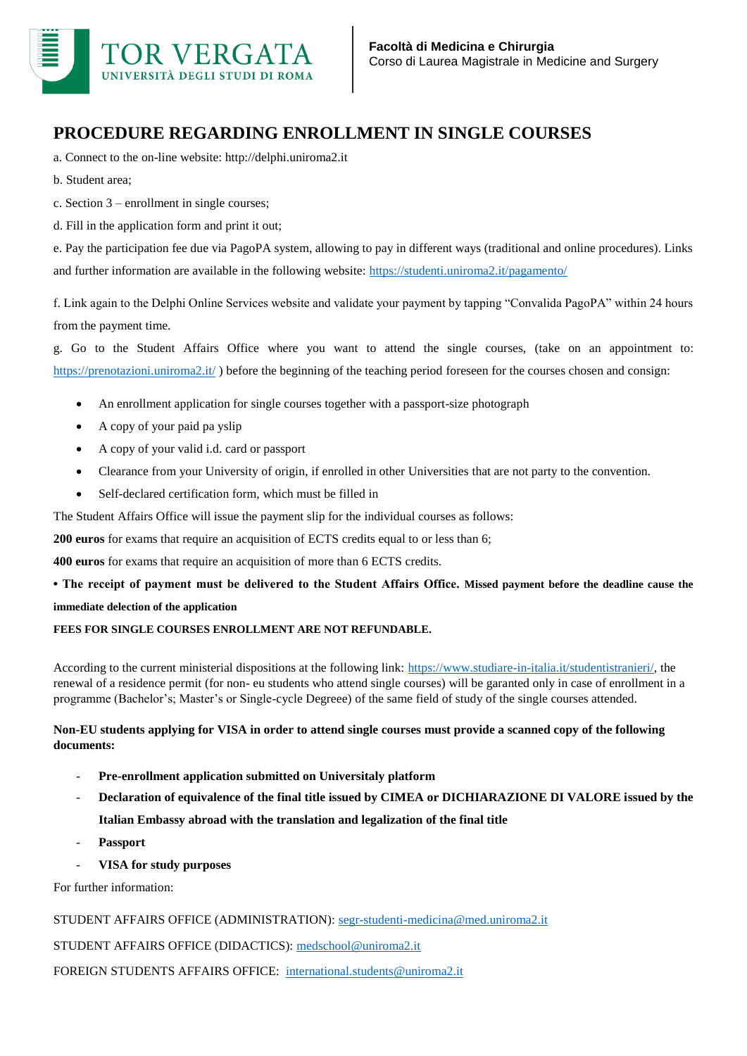**Facoltà di Medicina e Chirurgia**
Corso di Laurea Magistrale in Medicine and Surgery

# PROCEDURE REGARDING ENROLLMENT IN SINGLE COURSES

a. Connect to the on-line website: http://delphi.uniroma2.it

b. Student area;

c. Section 3 – enrollment in single courses;

d. Fill in the application form and print it out;

e. Pay the participation fee due via PagoPA system, allowing to pay in different ways (traditional and online procedures). Links and further information are available in the following website: https://studenti.uniroma2.it/pagamento/

f. Link again to the Delphi Online Services website and validate your payment by tapping "Convalida PagoPA" within 24 hours from the payment time.

g. Go to the Student Affairs Office where you want to attend the single courses, (take on an appointment to: https://prenotazioni.uniroma2.it/ ) before the beginning of the teaching period foreseen for the courses chosen and consign:

- An enrollment application for single courses together with a passport-size photograph
- A copy of your paid pa yslip
- A copy of your valid i.d. card or passport
- Clearance from your University of origin, if enrolled in other Universities that are not party to the convention.
- Self-declared certification form, which must be filled in

The Student Affairs Office will issue the payment slip for the individual courses as follows:

**200 euros** for exams that require an acquisition of ECTS credits equal to or less than 6;

**400 euros** for exams that require an acquisition of more than 6 ECTS credits.

**• The receipt of payment must be delivered to the Student Affairs Office. Missed payment before the deadline cause the immediate delection of the application**

**FEES FOR SINGLE COURSES ENROLLMENT ARE NOT REFUNDABLE.**

According to the current ministerial dispositions at the following link: https://www.studiare-in-italia.it/studentistranieri/, the renewal of a residence permit (for non- eu students who attend single courses) will be garanted only in case of enrollment in a programme (Bachelor's; Master's or Single-cycle Degreee) of the same field of study of the single courses attended.

**Non-EU students applying for VISA in order to attend single courses must provide a scanned copy of the following documents:**

- **Pre-enrollment application submitted on Universitaly platform**
- **Declaration of equivalence of the final title issued by CIMEA or DICHIARAZIONE DI VALORE issued by the Italian Embassy abroad with the translation and legalization of the final title**
- **Passport**
- **VISA for study purposes**

For further information:

STUDENT AFFAIRS OFFICE (ADMINISTRATION): segr-studenti-medicina@med.uniroma2.it

STUDENT AFFAIRS OFFICE (DIDACTICS): medschool@uniroma2.it

FOREIGN STUDENTS AFFAIRS OFFICE: international.students@uniroma2.it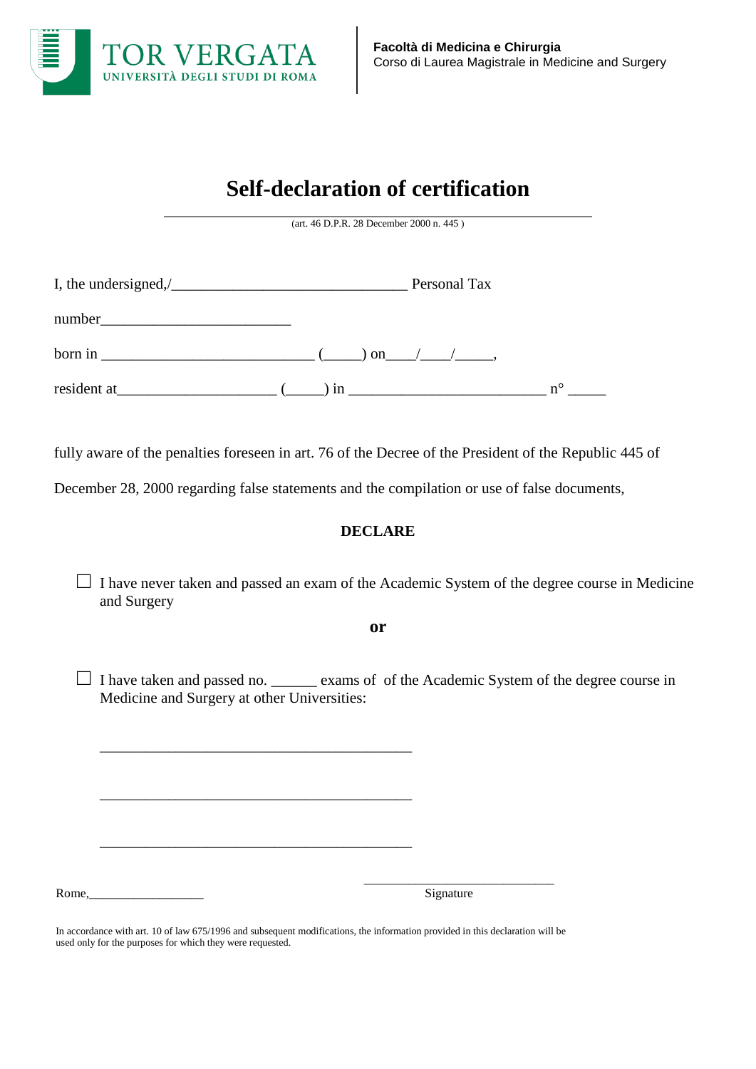TOR VERGATA
UNIVERSITÀ DEGLI STUDI DI ROMA

**Facoltà di Medicina e Chirurgia**
Corso di Laurea Magistrale in Medicine and Surgery

# Self-declaration of certification

(art. 46 D.P.R. 28 December 2000 n. 445 )

I, the undersigned,/_______________________________ Personal Tax

number_________________________

born in ____________________________ (_____) on____/____/_____,

resident at_____________________ (_____) in __________________________ n° _____

fully aware of the penalties foreseen in art. 76 of the Decree of the President of the Republic 445 of

December 28, 2000 regarding false statements and the compilation or use of false documents,

**DECLARE**

☐ I have never taken and passed an exam of the Academic System of the degree course in Medicine and Surgery

**or**

☐ I have taken and passed no. ______ exams of of the Academic System of the degree course in Medicine and Surgery at other Universities:

_________________________________________

_________________________________________

_________________________________________

Rome,_________________

_____________________________
Signature

In accordance with art. 10 of law 675/1996 and subsequent modifications, the information provided in this declaration will be used only for the purposes for which they were requested.